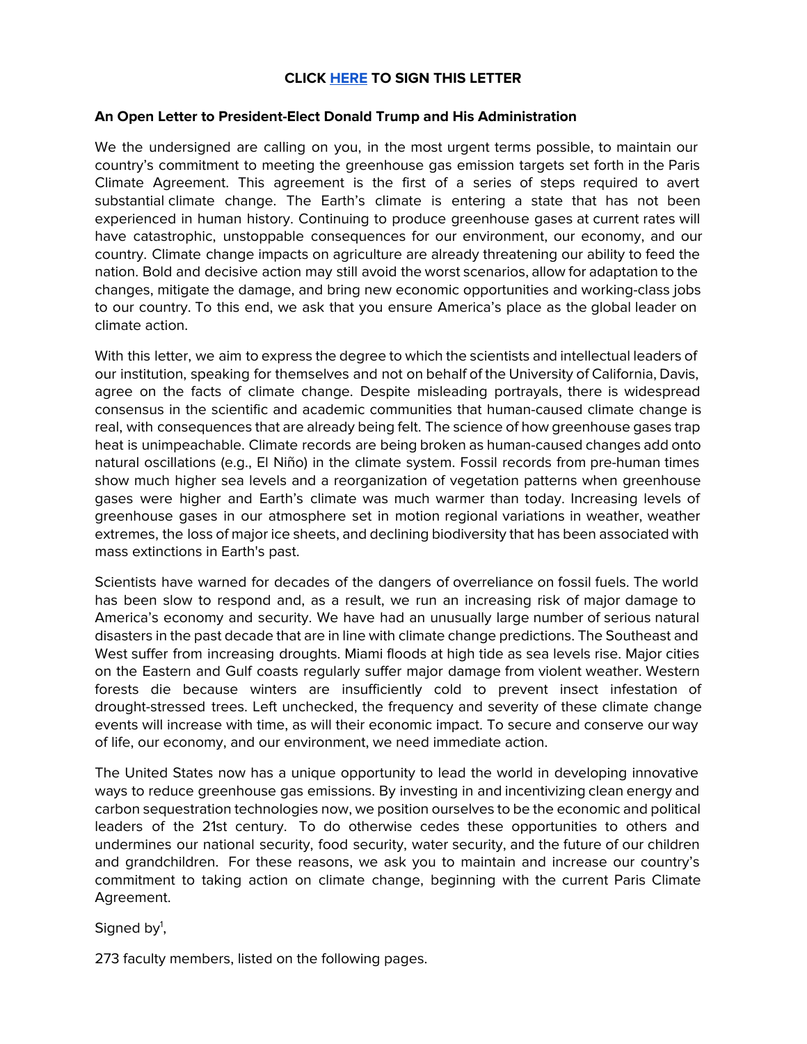**CLICK [HERE] TO SIGN THIS LETTER**

**An Open Letter to President-Elect Donald Trump and His Administration**

We the undersigned are calling on you, in the most urgent terms possible, to maintain our country's commitment to meeting the greenhouse gas emission targets set forth in the Paris Climate Agreement. This agreement is the first of a series of steps required to avert substantial climate change. The Earth's climate is entering a state that has not been experienced in human history. Continuing to produce greenhouse gases at current rates will have catastrophic, unstoppable consequences for our environment, our economy, and our country. Climate change impacts on agriculture are already threatening our ability to feed the nation. Bold and decisive action may still avoid the worst scenarios, allow for adaptation to the changes, mitigate the damage, and bring new economic opportunities and working-class jobs to our country. To this end, we ask that you ensure America's place as the global leader on climate action.

With this letter, we aim to express the degree to which the scientists and intellectual leaders of our institution, speaking for themselves and not on behalf of the University of California, Davis, agree on the facts of climate change. Despite misleading portrayals, there is widespread consensus in the scientific and academic communities that human-caused climate change is real, with consequences that are already being felt. The science of how greenhouse gases trap heat is unimpeachable. Climate records are being broken as human-caused changes add onto natural oscillations (e.g., El Niño) in the climate system. Fossil records from pre-human times show much higher sea levels and a reorganization of vegetation patterns when greenhouse gases were higher and Earth's climate was much warmer than today. Increasing levels of greenhouse gases in our atmosphere set in motion regional variations in weather, weather extremes, the loss of major ice sheets, and declining biodiversity that has been associated with mass extinctions in Earth's past.

Scientists have warned for decades of the dangers of overreliance on fossil fuels. The world has been slow to respond and, as a result, we run an increasing risk of major damage to America's economy and security. We have had an unusually large number of serious natural disasters in the past decade that are in line with climate change predictions. The Southeast and West suffer from increasing droughts. Miami floods at high tide as sea levels rise. Major cities on the Eastern and Gulf coasts regularly suffer major damage from violent weather. Western forests die because winters are insufficiently cold to prevent insect infestation of drought-stressed trees. Left unchecked, the frequency and severity of these climate change events will increase with time, as will their economic impact. To secure and conserve our way of life, our economy, and our environment, we need immediate action.

The United States now has a unique opportunity to lead the world in developing innovative ways to reduce greenhouse gas emissions. By investing in and incentivizing clean energy and carbon sequestration technologies now, we position ourselves to be the economic and political leaders of the 21st century. To do otherwise cedes these opportunities to others and undermines our national security, food security, water security, and the future of our children and grandchildren. For these reasons, we ask you to maintain and increase our country's commitment to taking action on climate change, beginning with the current Paris Climate Agreement.

Signed by[1],

273 faculty members, listed on the following pages.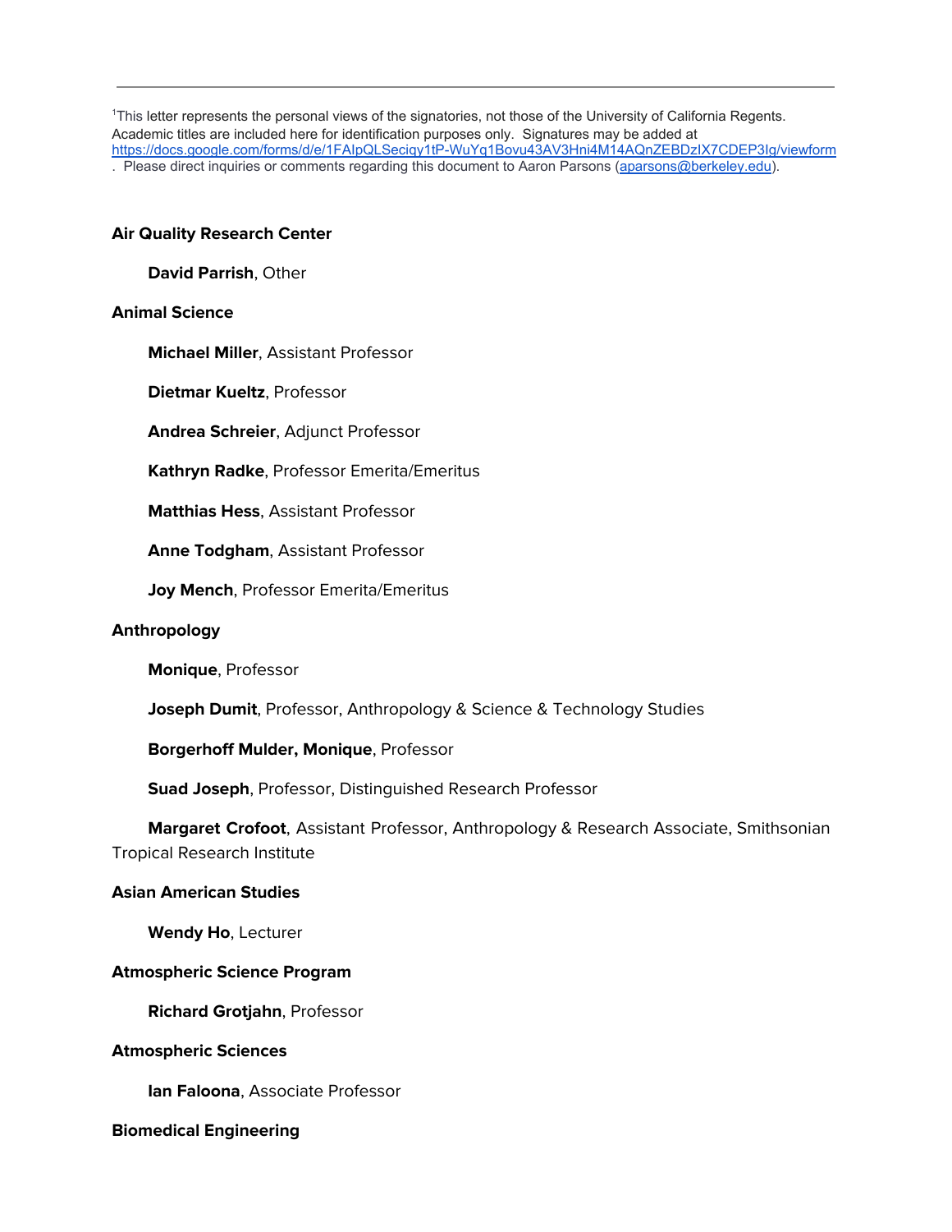[1]This letter represents the personal views of the signatories, not those of the University of California Regents. Academic titles are included here for identification purposes only. Signatures may be added at https://docs.google.com/forms/d/e/1FAIpQLSeciqy1tP-WuYq1Bovu43AV3Hni4M14AQnZEBDzIX7CDEP3Ig/viewform. Please direct inquiries or comments regarding this document to Aaron Parsons (aparsons@berkeley.edu).

**Air Quality Research Center**

**David Parrish**, Other

**Animal Science**

**Michael Miller**, Assistant Professor

**Dietmar Kueltz**, Professor

**Andrea Schreier**, Adjunct Professor

**Kathryn Radke**, Professor Emerita/Emeritus

**Matthias Hess**, Assistant Professor

**Anne Todgham**, Assistant Professor

**Joy Mench**, Professor Emerita/Emeritus

**Anthropology**

**Monique**, Professor

**Joseph Dumit**, Professor, Anthropology & Science & Technology Studies

**Borgerhoff Mulder, Monique**, Professor

**Suad Joseph**, Professor, Distinguished Research Professor

**Margaret Crofoot**, Assistant Professor, Anthropology & Research Associate, Smithsonian Tropical Research Institute

**Asian American Studies**

**Wendy Ho**, Lecturer

**Atmospheric Science Program**

**Richard Grotjahn**, Professor

**Atmospheric Sciences**

**Ian Faloona**, Associate Professor

**Biomedical Engineering**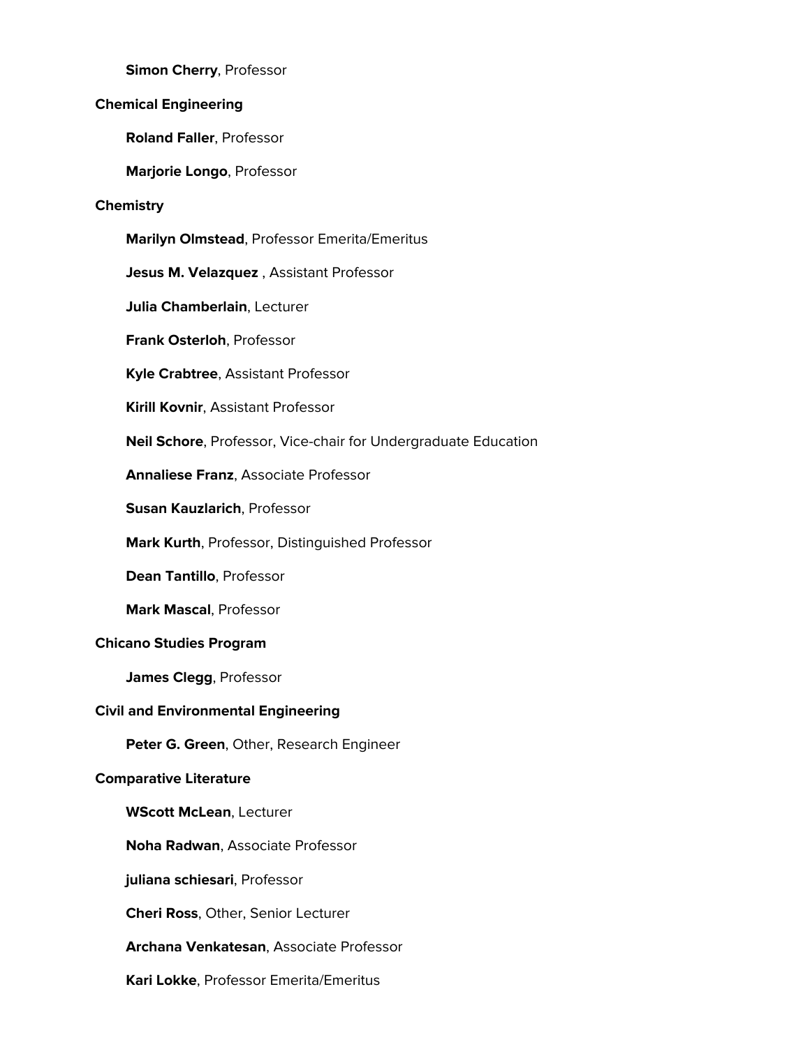**Simon Cherry**, Professor

**Chemical Engineering**

**Roland Faller**, Professor

**Marjorie Longo**, Professor

**Chemistry**

**Marilyn Olmstead**, Professor Emerita/Emeritus

**Jesus M. Velazquez** , Assistant Professor

**Julia Chamberlain**, Lecturer

**Frank Osterloh**, Professor

**Kyle Crabtree**, Assistant Professor

**Kirill Kovnir**, Assistant Professor

**Neil Schore**, Professor, Vice-chair for Undergraduate Education

**Annaliese Franz**, Associate Professor

**Susan Kauzlarich**, Professor

**Mark Kurth**, Professor, Distinguished Professor

**Dean Tantillo**, Professor

**Mark Mascal**, Professor

**Chicano Studies Program**

**James Clegg**, Professor

**Civil and Environmental Engineering**

**Peter G. Green**, Other, Research Engineer

**Comparative Literature**

**WScott McLean**, Lecturer

**Noha Radwan**, Associate Professor

**juliana schiesari**, Professor

**Cheri Ross**, Other, Senior Lecturer

**Archana Venkatesan**, Associate Professor

**Kari Lokke**, Professor Emerita/Emeritus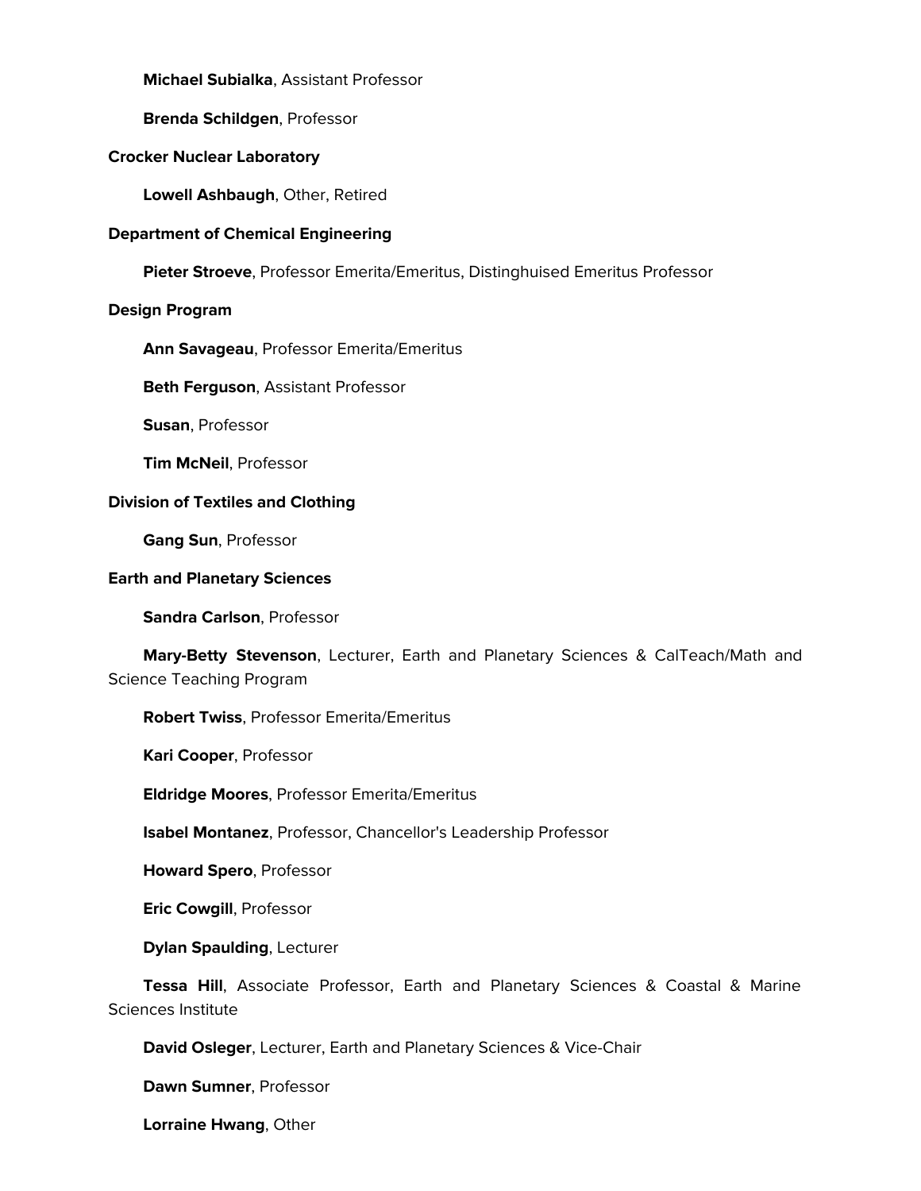**Michael Subialka**, Assistant Professor

**Brenda Schildgen**, Professor

**Crocker Nuclear Laboratory**

**Lowell Ashbaugh**, Other, Retired

**Department of Chemical Engineering**

**Pieter Stroeve**, Professor Emerita/Emeritus, Distinghuised Emeritus Professor

**Design Program**

**Ann Savageau**, Professor Emerita/Emeritus

**Beth Ferguson**, Assistant Professor

**Susan**, Professor

**Tim McNeil**, Professor

**Division of Textiles and Clothing**

**Gang Sun**, Professor

**Earth and Planetary Sciences**

**Sandra Carlson**, Professor

**Mary-Betty Stevenson**, Lecturer, Earth and Planetary Sciences & CalTeach/Math and Science Teaching Program

**Robert Twiss**, Professor Emerita/Emeritus

**Kari Cooper**, Professor

**Eldridge Moores**, Professor Emerita/Emeritus

**Isabel Montanez**, Professor, Chancellor's Leadership Professor

**Howard Spero**, Professor

**Eric Cowgill**, Professor

**Dylan Spaulding**, Lecturer

**Tessa Hill**, Associate Professor, Earth and Planetary Sciences & Coastal & Marine Sciences Institute

**David Osleger**, Lecturer, Earth and Planetary Sciences & Vice-Chair

**Dawn Sumner**, Professor

**Lorraine Hwang**, Other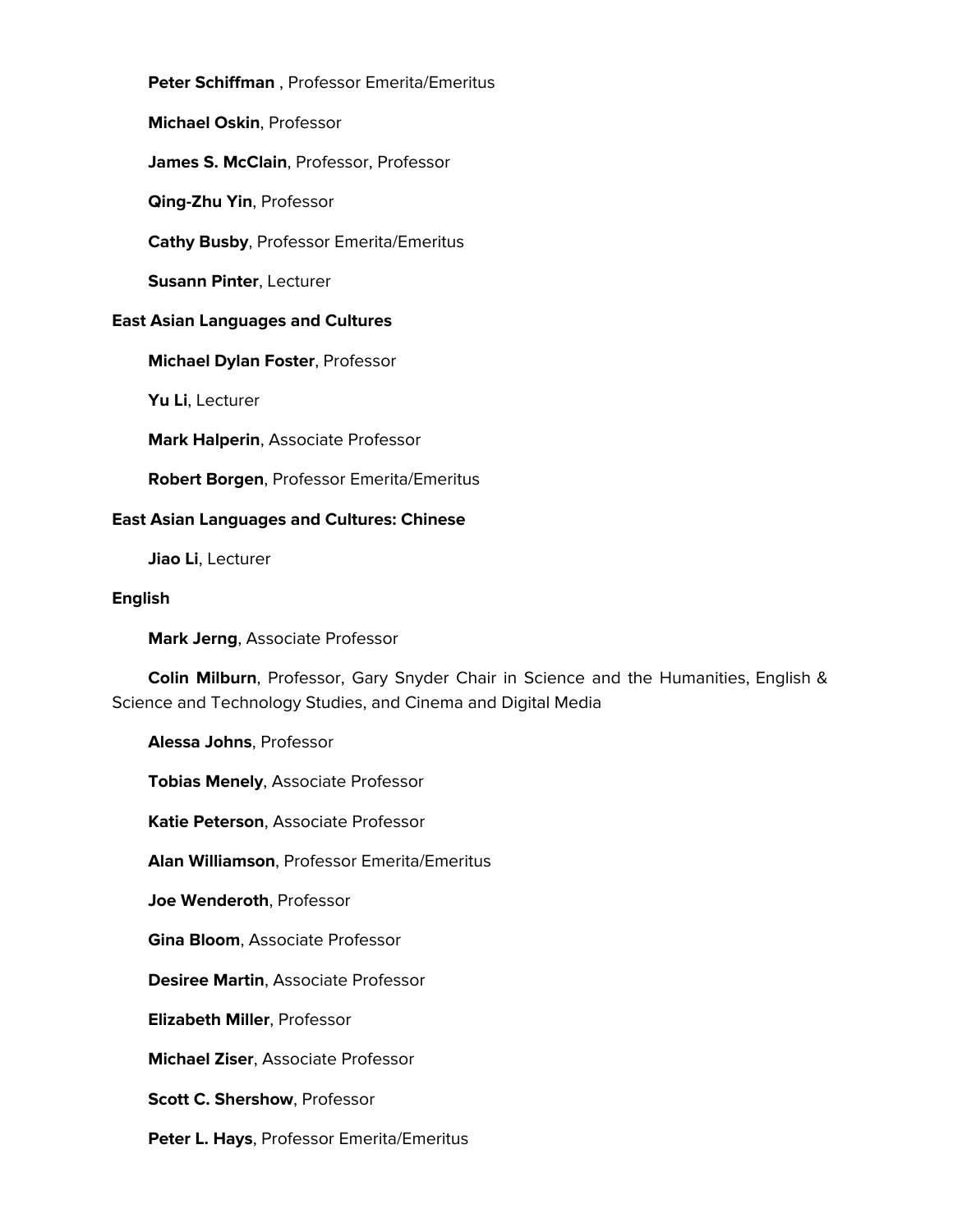**Peter Schiffman** , Professor Emerita/Emeritus

**Michael Oskin**, Professor

**James S. McClain**, Professor, Professor

**Qing-Zhu Yin**, Professor

**Cathy Busby**, Professor Emerita/Emeritus

**Susann Pinter**, Lecturer

**East Asian Languages and Cultures**

**Michael Dylan Foster**, Professor

**Yu Li**, Lecturer

**Mark Halperin**, Associate Professor

**Robert Borgen**, Professor Emerita/Emeritus

**East Asian Languages and Cultures: Chinese**

**Jiao Li**, Lecturer

**English**

**Mark Jerng**, Associate Professor

**Colin Milburn**, Professor, Gary Snyder Chair in Science and the Humanities, English & Science and Technology Studies, and Cinema and Digital Media

**Alessa Johns**, Professor

**Tobias Menely**, Associate Professor

**Katie Peterson**, Associate Professor

**Alan Williamson**, Professor Emerita/Emeritus

**Joe Wenderoth**, Professor

**Gina Bloom**, Associate Professor

**Desiree Martin**, Associate Professor

**Elizabeth Miller**, Professor

**Michael Ziser**, Associate Professor

**Scott C. Shershow**, Professor

**Peter L. Hays**, Professor Emerita/Emeritus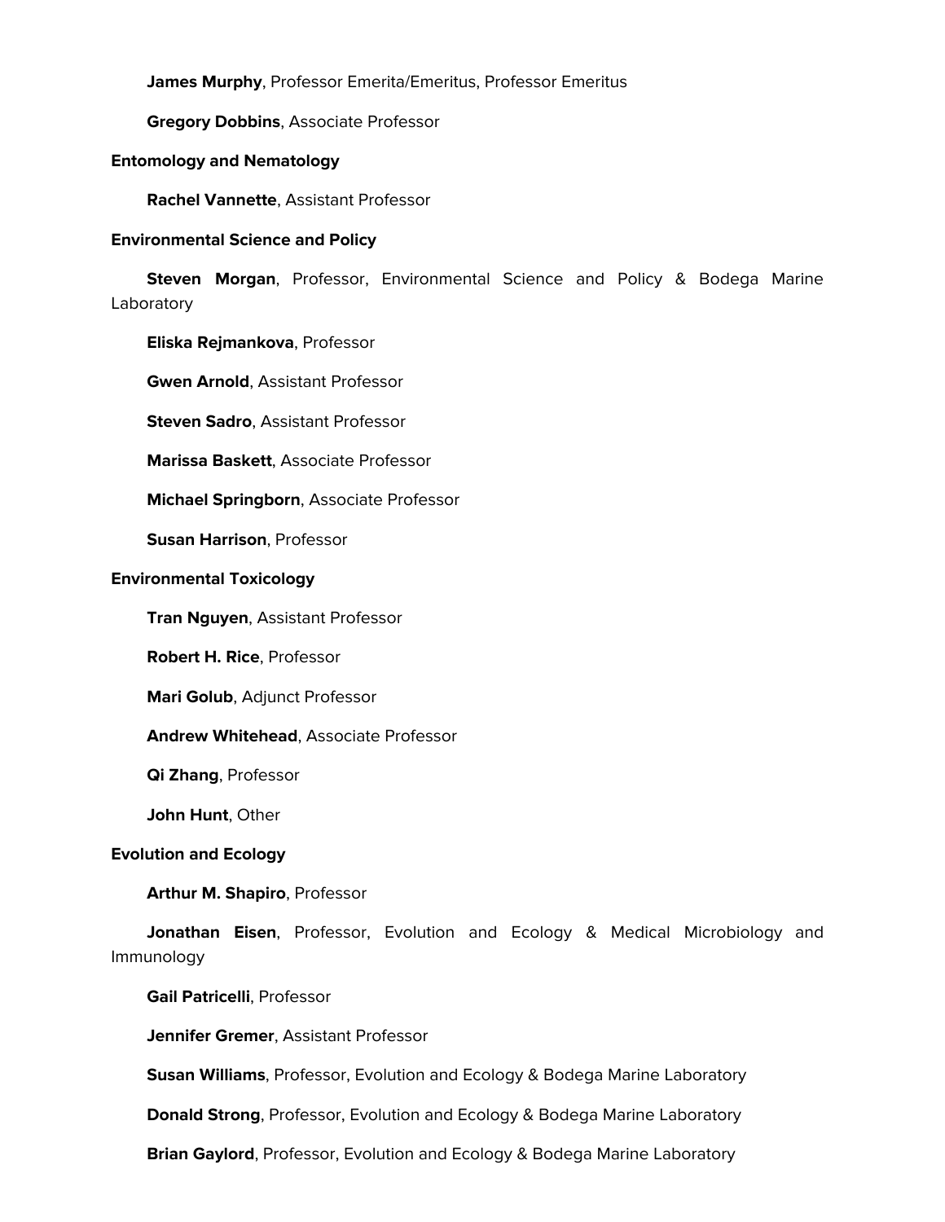**James Murphy**, Professor Emerita/Emeritus, Professor Emeritus

**Gregory Dobbins**, Associate Professor

**Entomology and Nematology**

**Rachel Vannette**, Assistant Professor

**Environmental Science and Policy**

**Steven Morgan**, Professor, Environmental Science and Policy & Bodega Marine Laboratory

**Eliska Rejmankova**, Professor

**Gwen Arnold**, Assistant Professor

**Steven Sadro**, Assistant Professor

**Marissa Baskett**, Associate Professor

**Michael Springborn**, Associate Professor

**Susan Harrison**, Professor

**Environmental Toxicology**

**Tran Nguyen**, Assistant Professor

**Robert H. Rice**, Professor

**Mari Golub**, Adjunct Professor

**Andrew Whitehead**, Associate Professor

**Qi Zhang**, Professor

**John Hunt**, Other

**Evolution and Ecology**

**Arthur M. Shapiro**, Professor

**Jonathan Eisen**, Professor, Evolution and Ecology & Medical Microbiology and Immunology

**Gail Patricelli**, Professor

**Jennifer Gremer**, Assistant Professor

**Susan Williams**, Professor, Evolution and Ecology & Bodega Marine Laboratory

**Donald Strong**, Professor, Evolution and Ecology & Bodega Marine Laboratory

**Brian Gaylord**, Professor, Evolution and Ecology & Bodega Marine Laboratory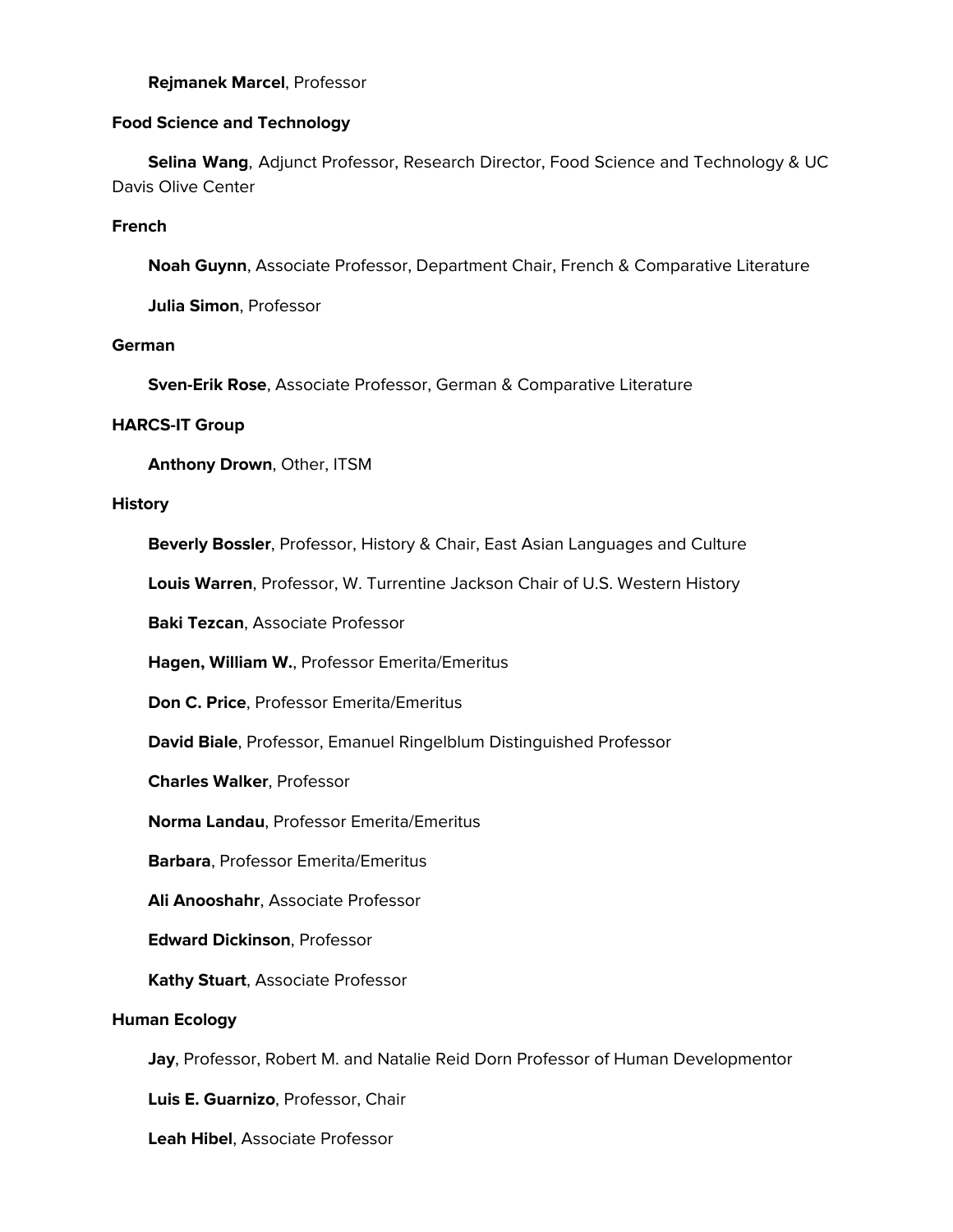**Rejmanek Marcel**, Professor

**Food Science and Technology**

**Selina Wang**, Adjunct Professor, Research Director, Food Science and Technology & UC Davis Olive Center

**French**

**Noah Guynn**, Associate Professor, Department Chair, French & Comparative Literature

**Julia Simon**, Professor

**German**

**Sven-Erik Rose**, Associate Professor, German & Comparative Literature

**HARCS-IT Group**

**Anthony Drown**, Other, ITSM

**History**

**Beverly Bossler**, Professor, History & Chair, East Asian Languages and Culture

**Louis Warren**, Professor, W. Turrentine Jackson Chair of U.S. Western History

**Baki Tezcan**, Associate Professor

**Hagen, William W.**, Professor Emerita/Emeritus

**Don C. Price**, Professor Emerita/Emeritus

**David Biale**, Professor, Emanuel Ringelblum Distinguished Professor

**Charles Walker**, Professor

**Norma Landau**, Professor Emerita/Emeritus

**Barbara**, Professor Emerita/Emeritus

**Ali Anooshahr**, Associate Professor

**Edward Dickinson**, Professor

**Kathy Stuart**, Associate Professor

**Human Ecology**

**Jay**, Professor, Robert M. and Natalie Reid Dorn Professor of Human Developmentor

**Luis E. Guarnizo**, Professor, Chair

**Leah Hibel**, Associate Professor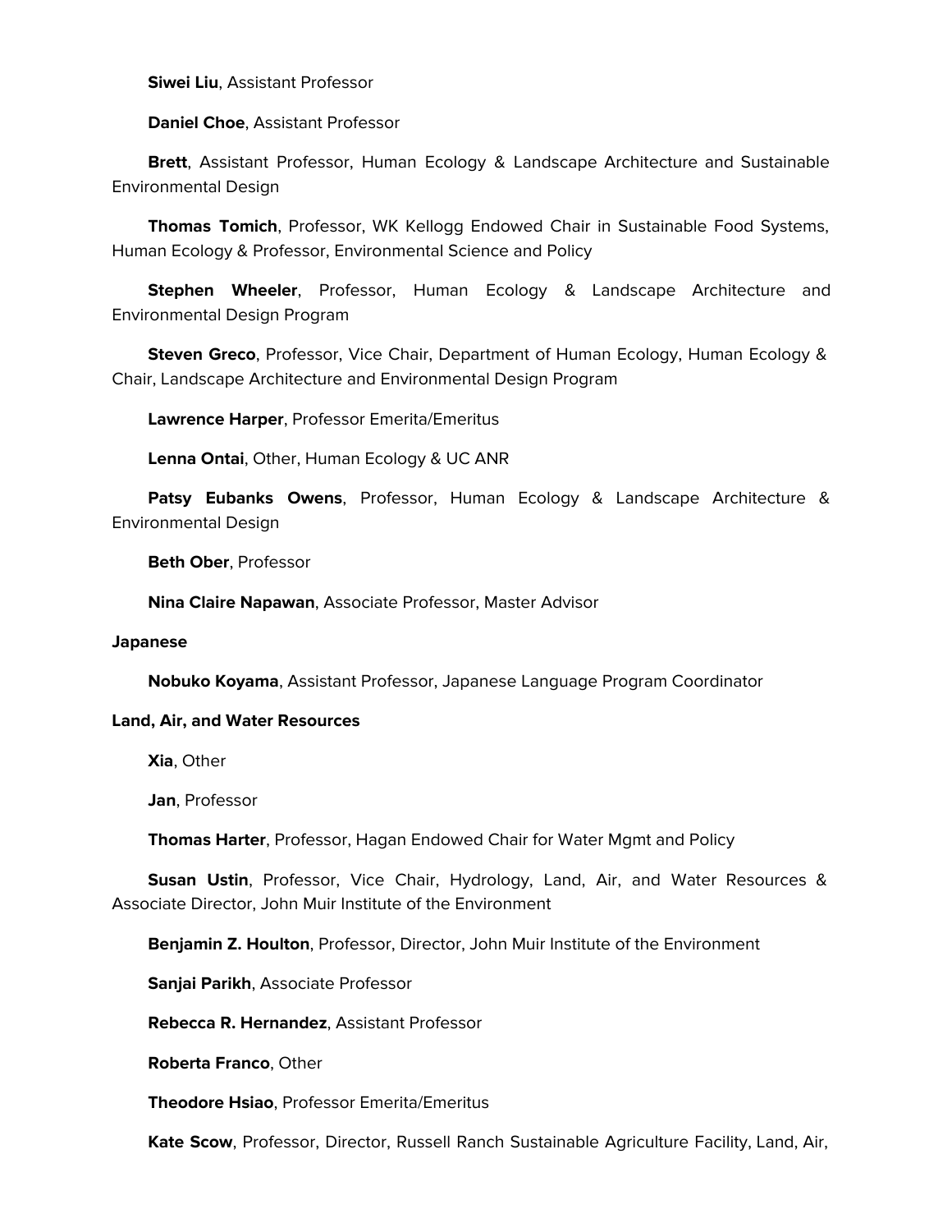**Siwei Liu**, Assistant Professor

**Daniel Choe**, Assistant Professor

**Brett**, Assistant Professor, Human Ecology & Landscape Architecture and Sustainable Environmental Design

**Thomas Tomich**, Professor, WK Kellogg Endowed Chair in Sustainable Food Systems, Human Ecology & Professor, Environmental Science and Policy

**Stephen Wheeler**, Professor, Human Ecology & Landscape Architecture and Environmental Design Program

**Steven Greco**, Professor, Vice Chair, Department of Human Ecology, Human Ecology & Chair, Landscape Architecture and Environmental Design Program

**Lawrence Harper**, Professor Emerita/Emeritus

**Lenna Ontai**, Other, Human Ecology & UC ANR

**Patsy Eubanks Owens**, Professor, Human Ecology & Landscape Architecture & Environmental Design

**Beth Ober**, Professor

**Nina Claire Napawan**, Associate Professor, Master Advisor

**Japanese**

**Nobuko Koyama**, Assistant Professor, Japanese Language Program Coordinator

**Land, Air, and Water Resources**

**Xia**, Other

**Jan**, Professor

**Thomas Harter**, Professor, Hagan Endowed Chair for Water Mgmt and Policy

**Susan Ustin**, Professor, Vice Chair, Hydrology, Land, Air, and Water Resources & Associate Director, John Muir Institute of the Environment

**Benjamin Z. Houlton**, Professor, Director, John Muir Institute of the Environment

**Sanjai Parikh**, Associate Professor

**Rebecca R. Hernandez**, Assistant Professor

**Roberta Franco**, Other

**Theodore Hsiao**, Professor Emerita/Emeritus

**Kate Scow**, Professor, Director, Russell Ranch Sustainable Agriculture Facility, Land, Air,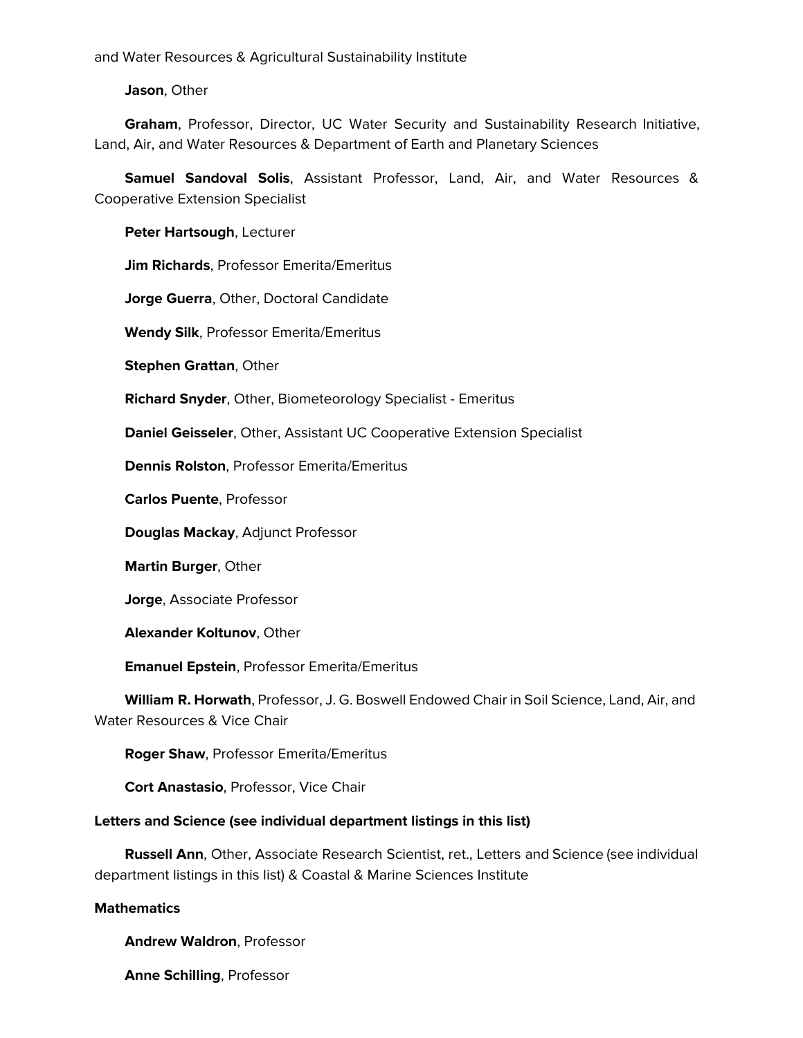and Water Resources & Agricultural Sustainability Institute

**Jason**, Other

**Graham**, Professor, Director, UC Water Security and Sustainability Research Initiative, Land, Air, and Water Resources & Department of Earth and Planetary Sciences

**Samuel Sandoval Solis**, Assistant Professor, Land, Air, and Water Resources & Cooperative Extension Specialist

**Peter Hartsough**, Lecturer

**Jim Richards**, Professor Emerita/Emeritus

**Jorge Guerra**, Other, Doctoral Candidate

**Wendy Silk**, Professor Emerita/Emeritus

**Stephen Grattan**, Other

**Richard Snyder**, Other, Biometeorology Specialist - Emeritus

**Daniel Geisseler**, Other, Assistant UC Cooperative Extension Specialist

**Dennis Rolston**, Professor Emerita/Emeritus

**Carlos Puente**, Professor

**Douglas Mackay**, Adjunct Professor

**Martin Burger**, Other

**Jorge**, Associate Professor

**Alexander Koltunov**, Other

**Emanuel Epstein**, Professor Emerita/Emeritus

**William R. Horwath**, Professor, J. G. Boswell Endowed Chair in Soil Science, Land, Air, and Water Resources & Vice Chair

**Roger Shaw**, Professor Emerita/Emeritus

**Cort Anastasio**, Professor, Vice Chair

**Letters and Science (see individual department listings in this list)**

**Russell Ann**, Other, Associate Research Scientist, ret., Letters and Science (see individual department listings in this list) & Coastal & Marine Sciences Institute

**Mathematics**

**Andrew Waldron**, Professor

**Anne Schilling**, Professor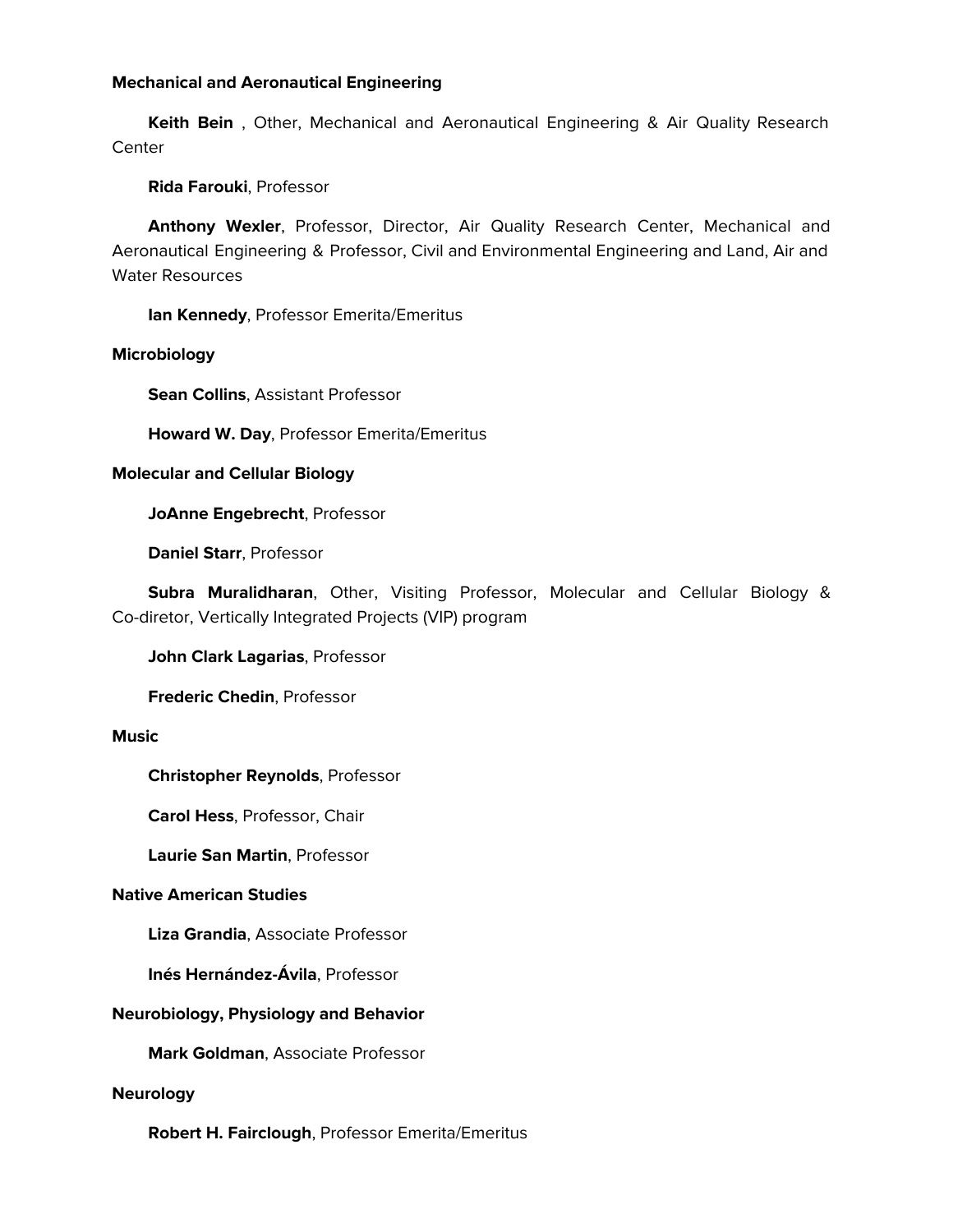**Mechanical and Aeronautical Engineering**

**Keith Bein** , Other, Mechanical and Aeronautical Engineering & Air Quality Research Center

**Rida Farouki**, Professor

**Anthony Wexler**, Professor, Director, Air Quality Research Center, Mechanical and Aeronautical Engineering & Professor, Civil and Environmental Engineering and Land, Air and Water Resources

**Ian Kennedy**, Professor Emerita/Emeritus

**Microbiology**

**Sean Collins**, Assistant Professor

**Howard W. Day**, Professor Emerita/Emeritus

**Molecular and Cellular Biology**

**JoAnne Engebrecht**, Professor

**Daniel Starr**, Professor

**Subra Muralidharan**, Other, Visiting Professor, Molecular and Cellular Biology & Co-diretor, Vertically Integrated Projects (VIP) program

**John Clark Lagarias**, Professor

**Frederic Chedin**, Professor

**Music**

**Christopher Reynolds**, Professor

**Carol Hess**, Professor, Chair

**Laurie San Martin**, Professor

**Native American Studies**

**Liza Grandia**, Associate Professor

**Inés Hernández-Ávila**, Professor

**Neurobiology, Physiology and Behavior**

**Mark Goldman**, Associate Professor

**Neurology**

**Robert H. Fairclough**, Professor Emerita/Emeritus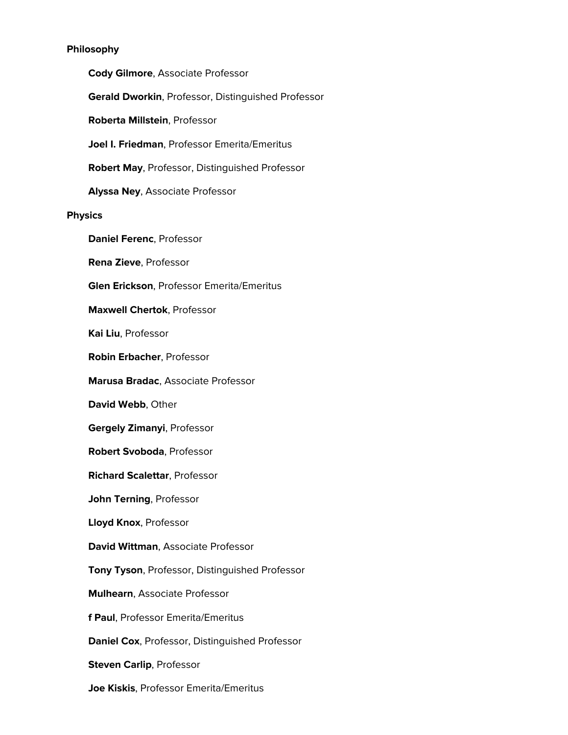**Philosophy**

**Cody Gilmore**, Associate Professor

**Gerald Dworkin**, Professor, Distinguished Professor

**Roberta Millstein**, Professor

**Joel I. Friedman**, Professor Emerita/Emeritus

**Robert May**, Professor, Distinguished Professor

**Alyssa Ney**, Associate Professor

**Physics**

**Daniel Ferenc**, Professor

**Rena Zieve**, Professor

**Glen Erickson**, Professor Emerita/Emeritus

**Maxwell Chertok**, Professor

**Kai Liu**, Professor

**Robin Erbacher**, Professor

**Marusa Bradac**, Associate Professor

**David Webb**, Other

**Gergely Zimanyi**, Professor

**Robert Svoboda**, Professor

**Richard Scalettar**, Professor

**John Terning**, Professor

**Lloyd Knox**, Professor

**David Wittman**, Associate Professor

**Tony Tyson**, Professor, Distinguished Professor

**Mulhearn**, Associate Professor

**f Paul**, Professor Emerita/Emeritus

**Daniel Cox**, Professor, Distinguished Professor

**Steven Carlip**, Professor

**Joe Kiskis**, Professor Emerita/Emeritus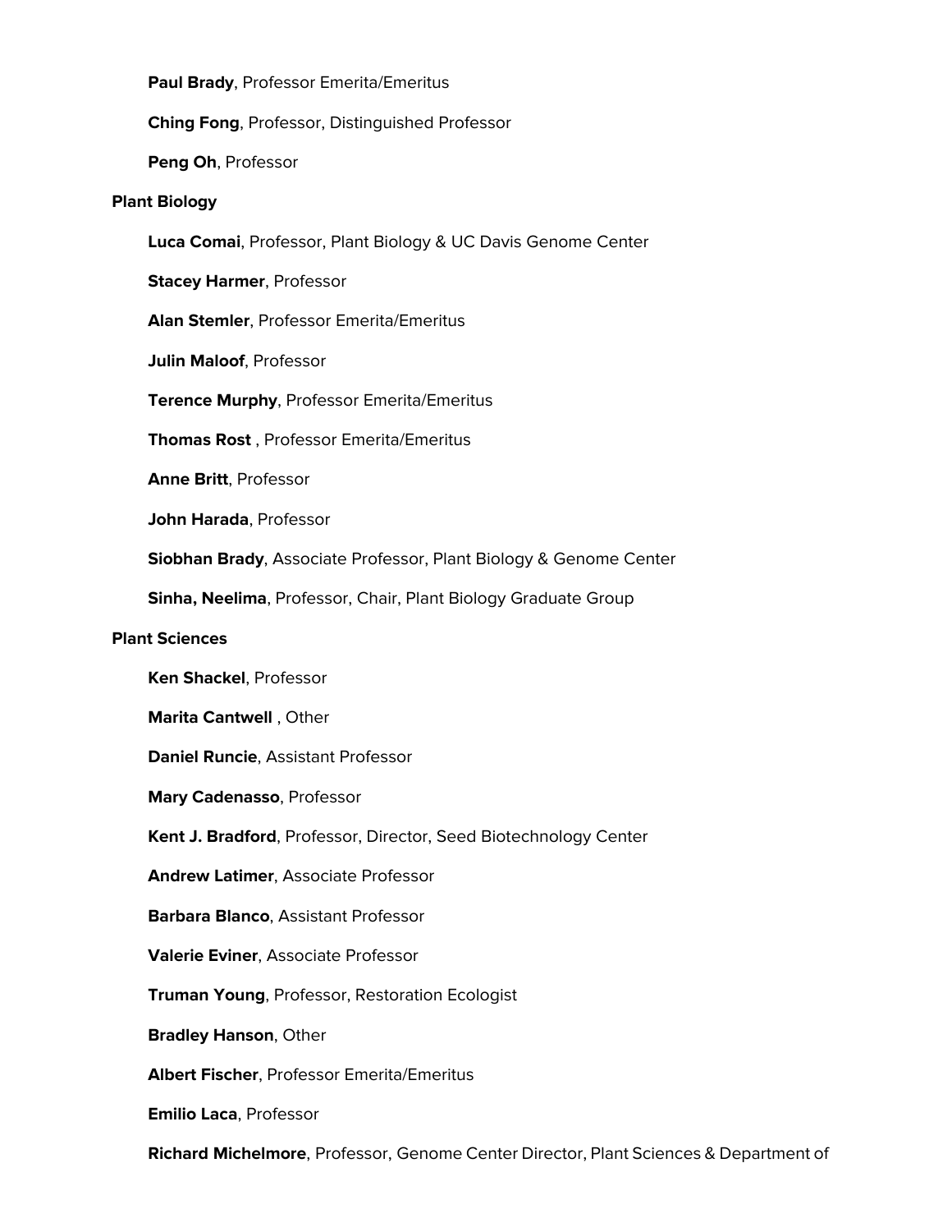**Paul Brady**, Professor Emerita/Emeritus

**Ching Fong**, Professor, Distinguished Professor

**Peng Oh**, Professor

**Plant Biology**

**Luca Comai**, Professor, Plant Biology & UC Davis Genome Center

**Stacey Harmer**, Professor

**Alan Stemler**, Professor Emerita/Emeritus

**Julin Maloof**, Professor

**Terence Murphy**, Professor Emerita/Emeritus

**Thomas Rost** , Professor Emerita/Emeritus

**Anne Britt**, Professor

**John Harada**, Professor

**Siobhan Brady**, Associate Professor, Plant Biology & Genome Center

**Sinha, Neelima**, Professor, Chair, Plant Biology Graduate Group

**Plant Sciences**

**Ken Shackel**, Professor

**Marita Cantwell** , Other

**Daniel Runcie**, Assistant Professor

**Mary Cadenasso**, Professor

**Kent J. Bradford**, Professor, Director, Seed Biotechnology Center

**Andrew Latimer**, Associate Professor

**Barbara Blanco**, Assistant Professor

**Valerie Eviner**, Associate Professor

**Truman Young**, Professor, Restoration Ecologist

**Bradley Hanson**, Other

**Albert Fischer**, Professor Emerita/Emeritus

**Emilio Laca**, Professor

**Richard Michelmore**, Professor, Genome Center Director, Plant Sciences & Department of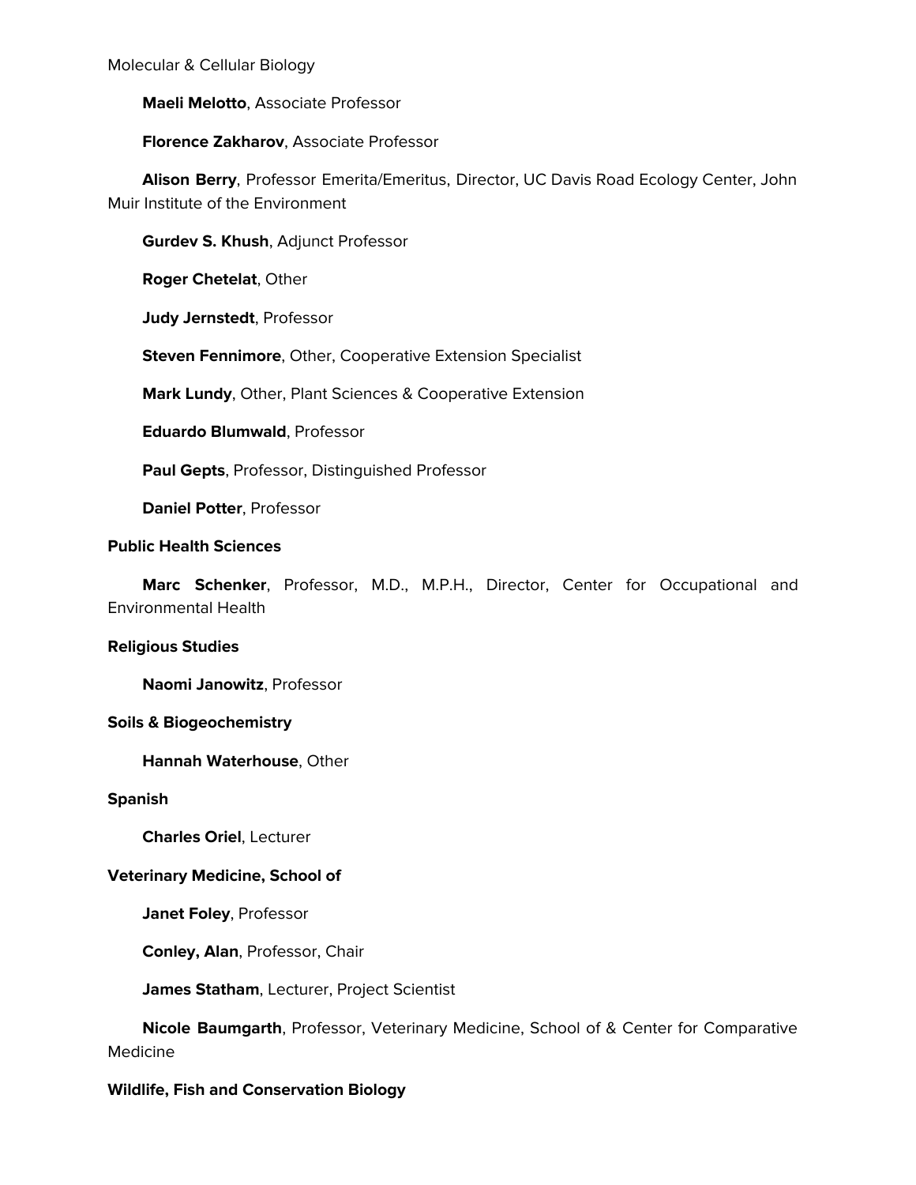Molecular & Cellular Biology

**Maeli Melotto**, Associate Professor

**Florence Zakharov**, Associate Professor

**Alison Berry**, Professor Emerita/Emeritus, Director, UC Davis Road Ecology Center, John Muir Institute of the Environment

**Gurdev S. Khush**, Adjunct Professor

**Roger Chetelat**, Other

**Judy Jernstedt**, Professor

**Steven Fennimore**, Other, Cooperative Extension Specialist

**Mark Lundy**, Other, Plant Sciences & Cooperative Extension

**Eduardo Blumwald**, Professor

**Paul Gepts**, Professor, Distinguished Professor

**Daniel Potter**, Professor

**Public Health Sciences**

**Marc Schenker**, Professor, M.D., M.P.H., Director, Center for Occupational and Environmental Health

**Religious Studies**

**Naomi Janowitz**, Professor

**Soils & Biogeochemistry**

**Hannah Waterhouse**, Other

**Spanish**

**Charles Oriel**, Lecturer

**Veterinary Medicine, School of**

**Janet Foley**, Professor

**Conley, Alan**, Professor, Chair

**James Statham**, Lecturer, Project Scientist

**Nicole Baumgarth**, Professor, Veterinary Medicine, School of & Center for Comparative Medicine

**Wildlife, Fish and Conservation Biology**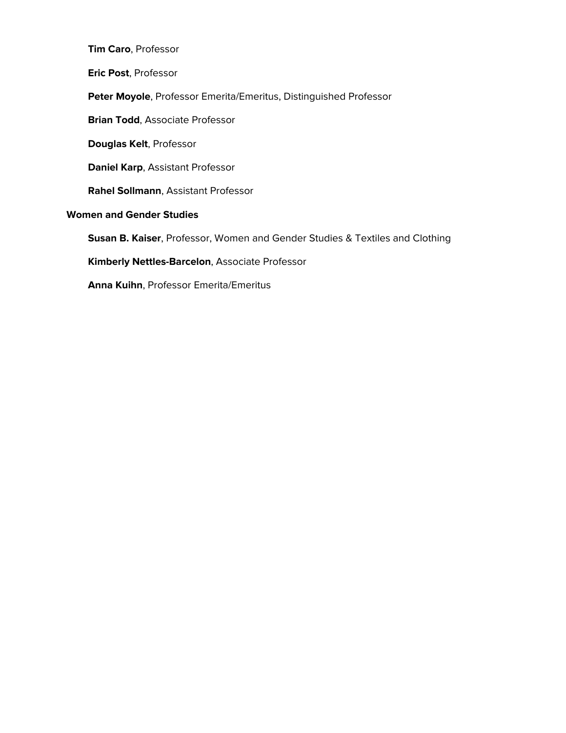**Tim Caro**, Professor

**Eric Post**, Professor

**Peter Moyole**, Professor Emerita/Emeritus, Distinguished Professor

**Brian Todd**, Associate Professor

**Douglas Kelt**, Professor

**Daniel Karp**, Assistant Professor

**Rahel Sollmann**, Assistant Professor

**Women and Gender Studies**

**Susan B. Kaiser**, Professor, Women and Gender Studies & Textiles and Clothing

**Kimberly Nettles-Barcelon**, Associate Professor

**Anna Kuihn**, Professor Emerita/Emeritus